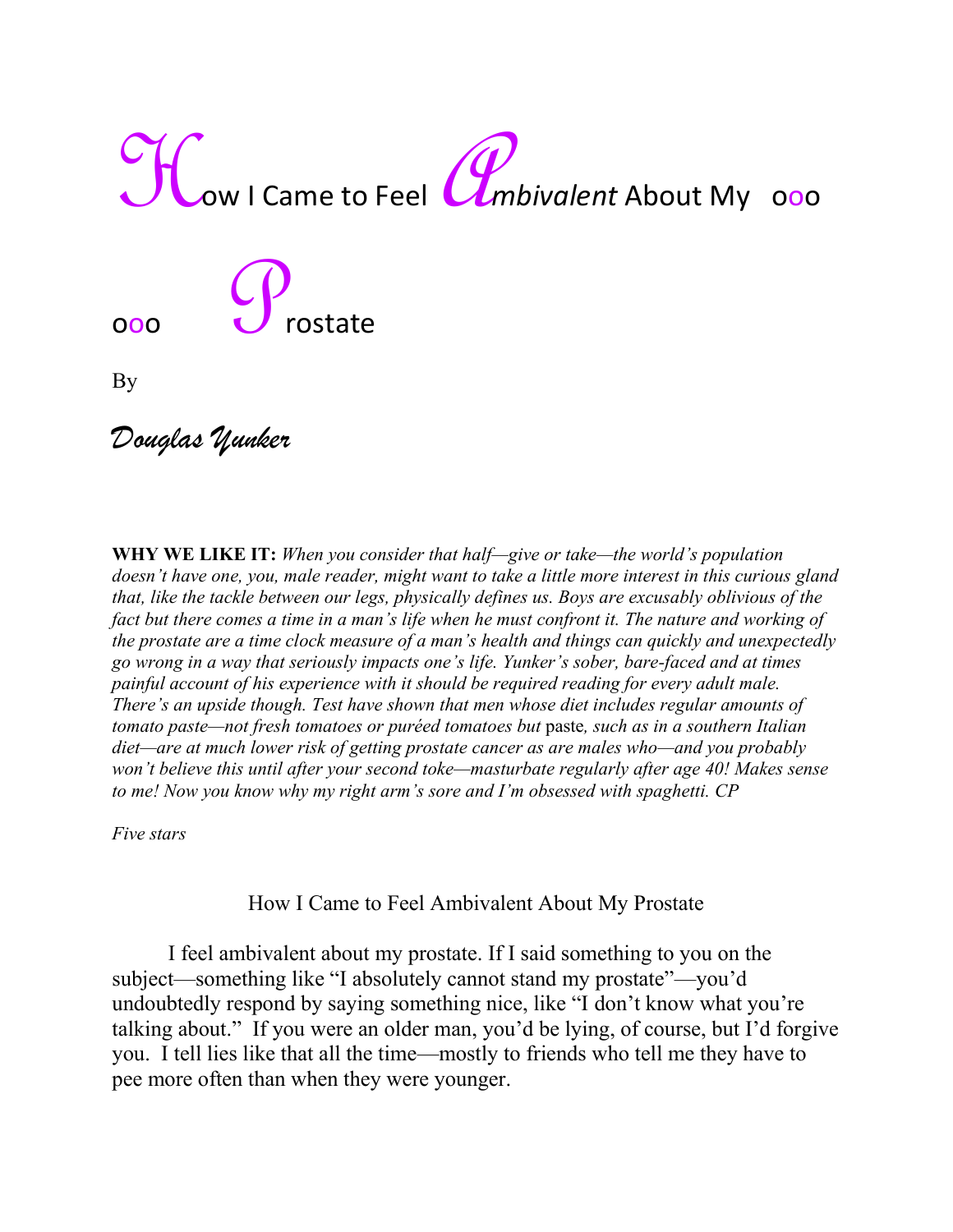# How I Came to Feel *Ambivalent* About My ooo ooo Prostate

By

*Douglas Yunker*

**WHY WE LIKE IT:** *When you consider that half—give or take—the world's population doesn't have one, you, male reader, might want to take a little more interest in this curious gland that, like the tackle between our legs, physically defines us. Boys are excusably oblivious of the fact but there comes a time in a man's life when he must confront it. The nature and working of the prostate are a time clock measure of a man's health and things can quickly and unexpectedly go wrong in a way that seriously impacts one's life. Yunker's sober, bare-faced and at times painful account of his experience with it should be required reading for every adult male. There's an upside though. Test have shown that men whose diet includes regular amounts of tomato paste—not fresh tomatoes or puréed tomatoes but* paste*, such as in a southern Italian diet—are at much lower risk of getting prostate cancer as are males who—and you probably won't believe this until after your second toke—masturbate regularly after age 40! Makes sense to me! Now you know why my right arm's sore and I'm obsessed with spaghetti. CP*

*Five stars*

## How I Came to Feel Ambivalent About My Prostate

I feel ambivalent about my prostate. If I said something to you on the subject—something like "I absolutely cannot stand my prostate"—you'd undoubtedly respond by saying something nice, like "I don't know what you're talking about." If you were an older man, you'd be lying, of course, but I'd forgive you. I tell lies like that all the time—mostly to friends who tell me they have to pee more often than when they were younger.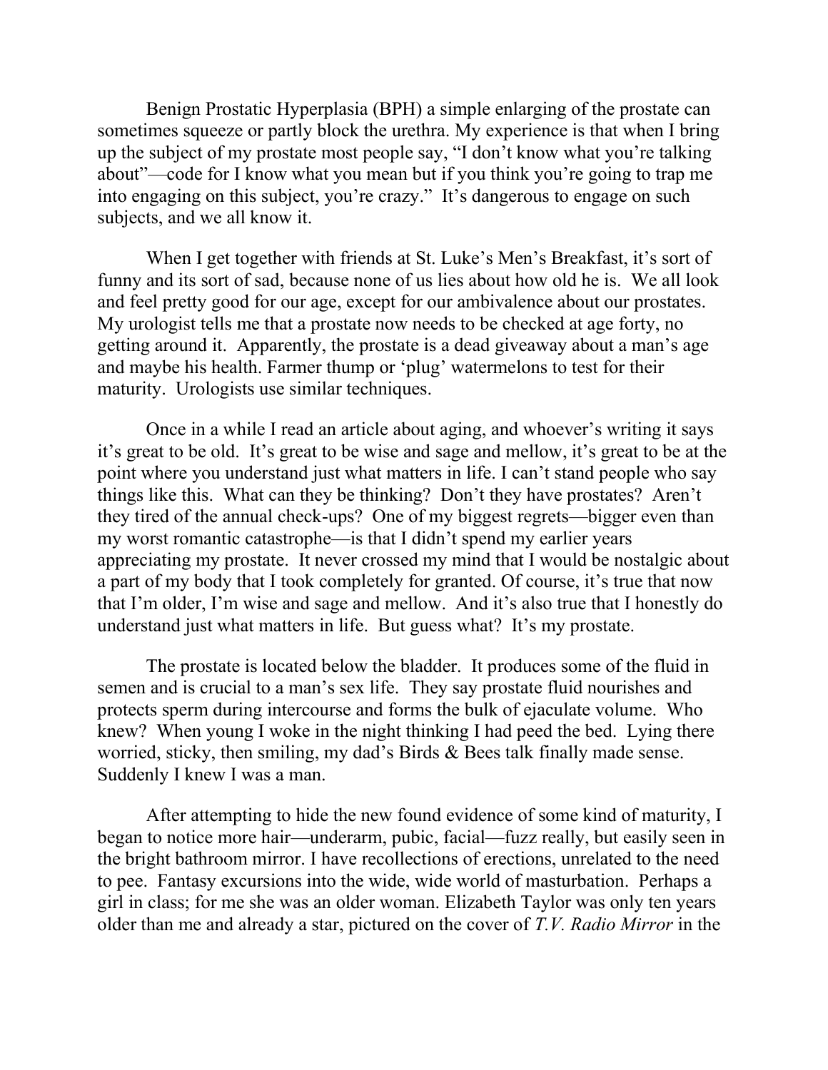Benign Prostatic Hyperplasia (BPH) a simple enlarging of the prostate can sometimes squeeze or partly block the urethra. My experience is that when I bring up the subject of my prostate most people say, "I don't know what you're talking about"—code for I know what you mean but if you think you're going to trap me into engaging on this subject, you're crazy." It's dangerous to engage on such subjects, and we all know it.

When I get together with friends at St. Luke's Men's Breakfast, it's sort of funny and its sort of sad, because none of us lies about how old he is. We all look and feel pretty good for our age, except for our ambivalence about our prostates. My urologist tells me that a prostate now needs to be checked at age forty, no getting around it. Apparently, the prostate is a dead giveaway about a man's age and maybe his health. Farmer thump or 'plug' watermelons to test for their maturity. Urologists use similar techniques.

Once in a while I read an article about aging, and whoever's writing it says it's great to be old. It's great to be wise and sage and mellow, it's great to be at the point where you understand just what matters in life. I can't stand people who say things like this. What can they be thinking? Don't they have prostates? Aren't they tired of the annual check-ups? One of my biggest regrets—bigger even than my worst romantic catastrophe—is that I didn't spend my earlier years appreciating my prostate. It never crossed my mind that I would be nostalgic about a part of my body that I took completely for granted. Of course, it's true that now that I'm older, I'm wise and sage and mellow. And it's also true that I honestly do understand just what matters in life. But guess what? It's my prostate.

The prostate is located below the bladder. It produces some of the fluid in semen and is crucial to a man's sex life. They say prostate fluid nourishes and protects sperm during intercourse and forms the bulk of ejaculate volume. Who knew? When young I woke in the night thinking I had peed the bed. Lying there worried, sticky, then smiling, my dad's Birds & Bees talk finally made sense. Suddenly I knew I was a man.

After attempting to hide the new found evidence of some kind of maturity, I began to notice more hair—underarm, pubic, facial—fuzz really, but easily seen in the bright bathroom mirror. I have recollections of erections, unrelated to the need to pee. Fantasy excursions into the wide, wide world of masturbation. Perhaps a girl in class; for me she was an older woman. Elizabeth Taylor was only ten years older than me and already a star, pictured on the cover of *T.V. Radio Mirror* in the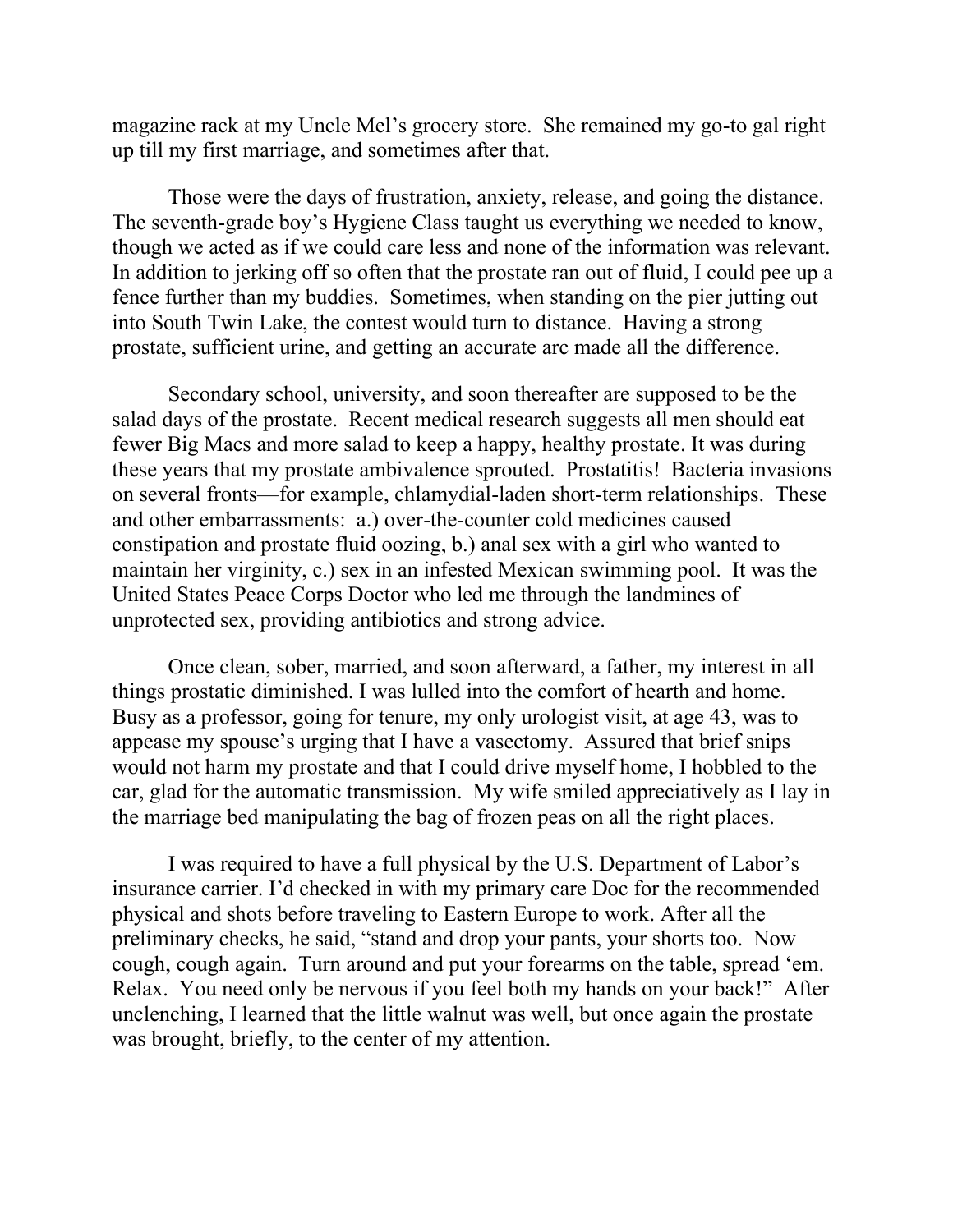magazine rack at my Uncle Mel's grocery store. She remained my go-to gal right up till my first marriage, and sometimes after that.

Those were the days of frustration, anxiety, release, and going the distance. The seventh-grade boy's Hygiene Class taught us everything we needed to know, though we acted as if we could care less and none of the information was relevant. In addition to jerking off so often that the prostate ran out of fluid, I could pee up a fence further than my buddies. Sometimes, when standing on the pier jutting out into South Twin Lake, the contest would turn to distance. Having a strong prostate, sufficient urine, and getting an accurate arc made all the difference.

Secondary school, university, and soon thereafter are supposed to be the salad days of the prostate. Recent medical research suggests all men should eat fewer Big Macs and more salad to keep a happy, healthy prostate. It was during these years that my prostate ambivalence sprouted. Prostatitis! Bacteria invasions on several fronts—for example, chlamydial-laden short-term relationships. These and other embarrassments: a.) over-the-counter cold medicines caused constipation and prostate fluid oozing, b.) anal sex with a girl who wanted to maintain her virginity, c.) sex in an infested Mexican swimming pool. It was the United States Peace Corps Doctor who led me through the landmines of unprotected sex, providing antibiotics and strong advice.

Once clean, sober, married, and soon afterward, a father, my interest in all things prostatic diminished. I was lulled into the comfort of hearth and home. Busy as a professor, going for tenure, my only urologist visit, at age 43, was to appease my spouse's urging that I have a vasectomy. Assured that brief snips would not harm my prostate and that I could drive myself home, I hobbled to the car, glad for the automatic transmission. My wife smiled appreciatively as I lay in the marriage bed manipulating the bag of frozen peas on all the right places.

I was required to have a full physical by the U.S. Department of Labor's insurance carrier. I'd checked in with my primary care Doc for the recommended physical and shots before traveling to Eastern Europe to work. After all the preliminary checks, he said, "stand and drop your pants, your shorts too. Now cough, cough again. Turn around and put your forearms on the table, spread 'em. Relax. You need only be nervous if you feel both my hands on your back!" After unclenching, I learned that the little walnut was well, but once again the prostate was brought, briefly, to the center of my attention.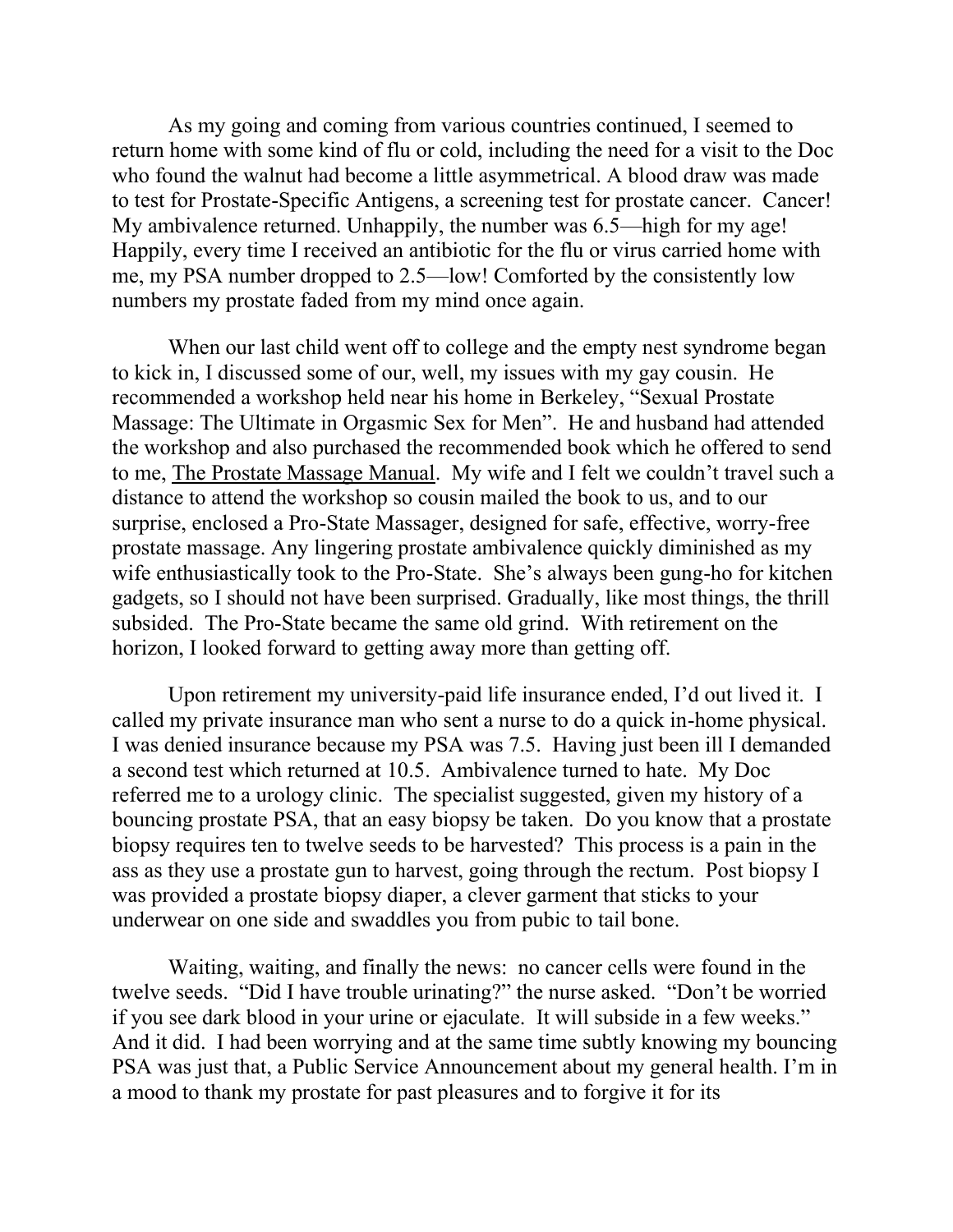As my going and coming from various countries continued, I seemed to return home with some kind of flu or cold, including the need for a visit to the Doc who found the walnut had become a little asymmetrical. A blood draw was made to test for Prostate-Specific Antigens, a screening test for prostate cancer. Cancer! My ambivalence returned. Unhappily, the number was 6.5—high for my age! Happily, every time I received an antibiotic for the flu or virus carried home with me, my PSA number dropped to 2.5—low! Comforted by the consistently low numbers my prostate faded from my mind once again.

When our last child went off to college and the empty nest syndrome began to kick in, I discussed some of our, well, my issues with my gay cousin. He recommended a workshop held near his home in Berkeley, "Sexual Prostate Massage: The Ultimate in Orgasmic Sex for Men". He and husband had attended the workshop and also purchased the recommended book which he offered to send to me, <u>The Prostate Massage Manual</u>. My wife and I felt we couldn't travel such a distance to attend the workshop so cousin mailed the book to us, and to our surprise, enclosed a Pro-State Massager, designed for safe, effective, worry-free prostate massage. Any lingering prostate ambivalence quickly diminished as my wife enthusiastically took to the Pro-State. She's always been gung-ho for kitchen gadgets, so I should not have been surprised. Gradually, like most things, the thrill subsided. The Pro-State became the same old grind. With retirement on the horizon, I looked forward to getting away more than getting off.

Upon retirement my university-paid life insurance ended, I'd out lived it. I called my private insurance man who sent a nurse to do a quick in-home physical. I was denied insurance because my PSA was 7.5. Having just been ill I demanded a second test which returned at 10.5. Ambivalence turned to hate. My Doc referred me to a urology clinic. The specialist suggested, given my history of a bouncing prostate PSA, that an easy biopsy be taken. Do you know that a prostate biopsy requires ten to twelve seeds to be harvested? This process is a pain in the ass as they use a prostate gun to harvest, going through the rectum. Post biopsy I was provided a prostate biopsy diaper, a clever garment that sticks to your underwear on one side and swaddles you from pubic to tail bone.

Waiting, waiting, and finally the news: no cancer cells were found in the twelve seeds. "Did I have trouble urinating?" the nurse asked. "Don't be worried if you see dark blood in your urine or ejaculate. It will subside in a few weeks." And it did. I had been worrying and at the same time subtly knowing my bouncing PSA was just that, a Public Service Announcement about my general health. I'm in a mood to thank my prostate for past pleasures and to forgive it for its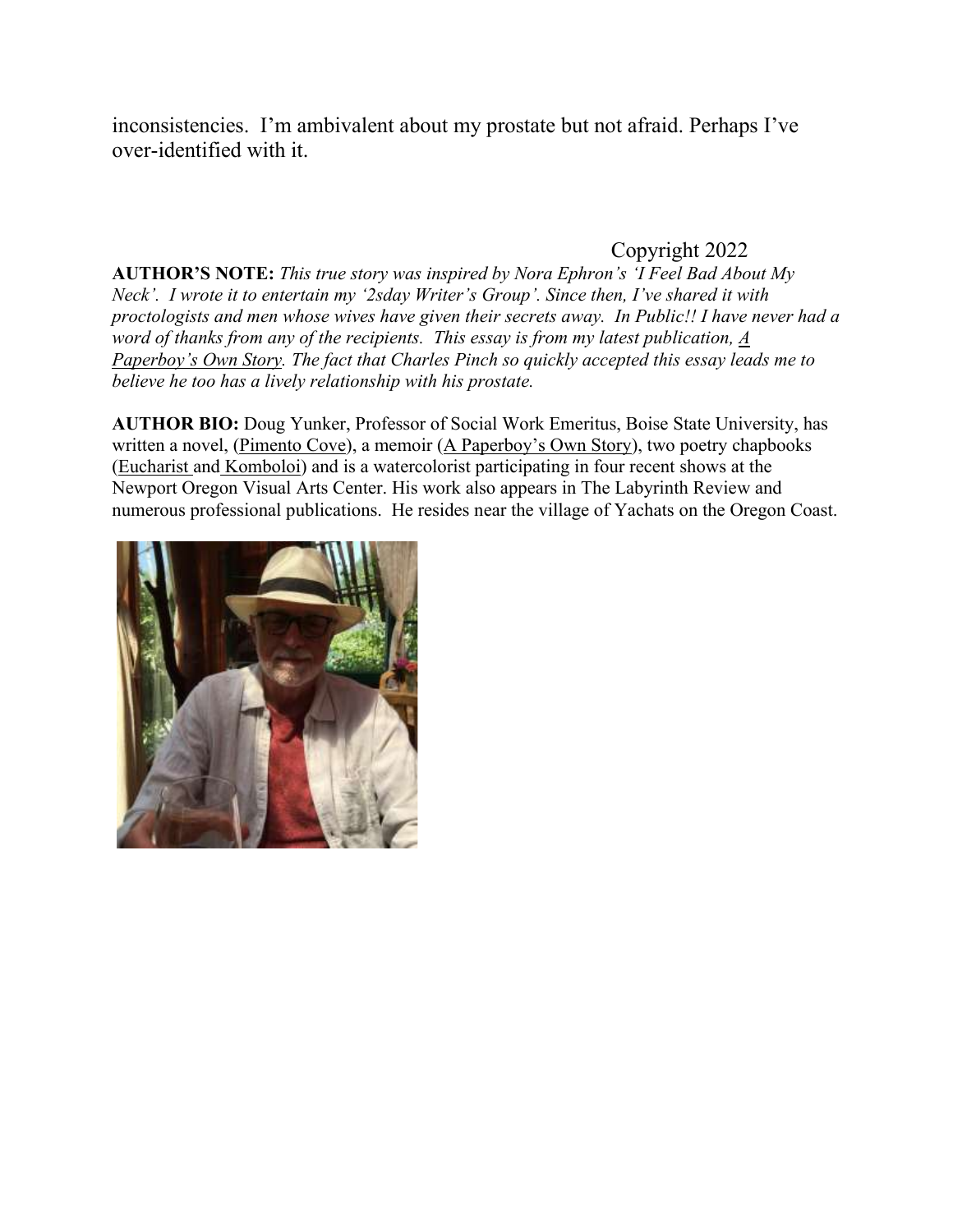inconsistencies. I'm ambivalent about my prostate but not afraid. Perhaps I've over-identified with it.

Copyright 2022

**AUTHOR'S NOTE:** *This true story was inspired by Nora Ephron's 'I Feel Bad About My Neck'. I wrote it to entertain my '2sday Writer's Group'. Since then, I've shared it with proctologists and men whose wives have given their secrets away. In Public!! I have never had a word of thanks from any of the recipients. This essay is from my latest publication,* *<u>A Paperboy's Own Story</u>. The fact that Charles Pinch so quickly accepted this essay leads me to believe he too has a lively relationship with his prostate.*

**AUTHOR BIO:** Doug Yunker, Professor of Social Work Emeritus, Boise State University, has written a novel, (<u>Pimento Cove</u>), a memoir (<u>A Paperboy's Own Story</u>), two poetry chapbooks (<u>Eucharist</u> and <u>Komboloi</u>) and is a watercolorist participating in four recent shows at the Newport Oregon Visual Arts Center. His work also appears in The Labyrinth Review and numerous professional publications. He resides near the village of Yachats on the Oregon Coast.